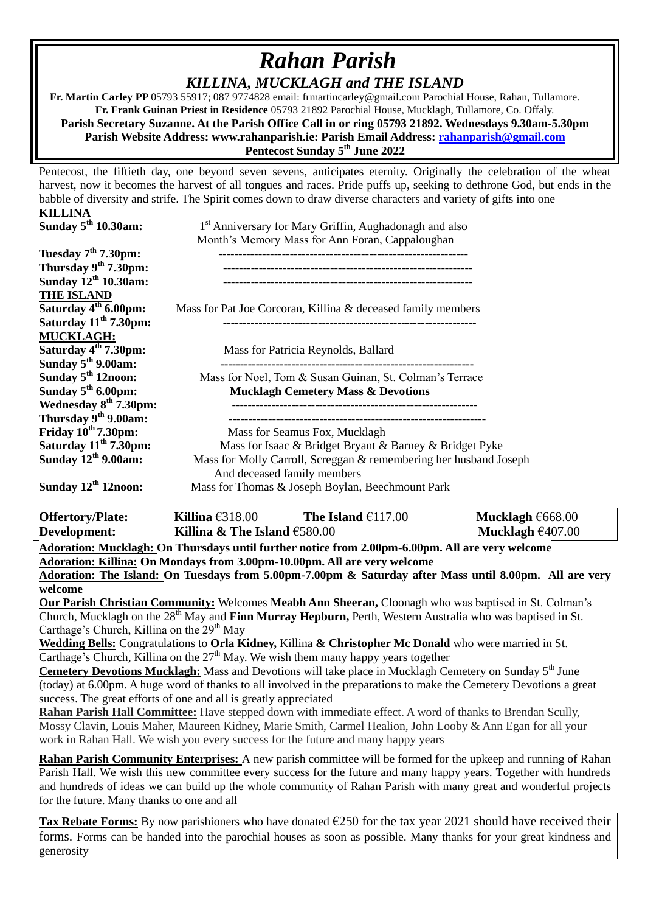# *Rahan Parish*

## *KILLINA, MUCKLAGH and THE ISLAND*

**Fr. Martin Carley PP** 05793 55917; 087 9774828 email: frmartincarley@gmail.com Parochial House, Rahan, Tullamore.
**Fr. Frank Guinan Priest in Residence** 05793 21892 Parochial House, Mucklagh, Tullamore, Co. Offaly.
**Parish Secretary Suzanne. At the Parish Office Call in or ring 05793 21892. Wednesdays 9.30am-5.30pm**
**Parish Website Address: www.rahanparish.ie: Parish Email Address: rahanparish@gmail.com**
**Pentecost Sunday 5th June 2022**

Pentecost, the fiftieth day, one beyond seven sevens, anticipates eternity. Originally the celebration of the wheat harvest, now it becomes the harvest of all tongues and races. Pride puffs up, seeking to dethrone God, but ends in the babble of diversity and strife. The Spirit comes down to draw diverse characters and variety of gifts into one

**KILLINA**

| | |
|---|---|
| **Sunday 5th 10.30am:** | 1st Anniversary for Mary Griffin, Aughadonagh and also Month's Memory Mass for Ann Foran, Cappaloughan |
| **Tuesday 7th 7.30pm:** | ---------------------------------------------------------- |
| **Thursday 9th 7.30pm:** | ---------------------------------------------------------- |
| **Sunday 12th 10.30am:** | ---------------------------------------------------------- |

**THE ISLAND**

| | |
|---|---|
| **Saturday 4th 6.00pm:** | Mass for Pat Joe Corcoran, Killina & deceased family members |
| **Saturday 11th 7.30pm:** | ---------------------------------------------------------- |

**MUCKLAGH:**

| | |
|---|---|
| **Saturday 4th 7.30pm:** | Mass for Patricia Reynolds, Ballard |
| **Sunday 5th 9.00am:** | ---------------------------------------------------------- |
| **Sunday 5th 12noon:** | Mass for Noel, Tom & Susan Guinan, St. Colman's Terrace |
| **Sunday 5th 6.00pm:** | **Mucklagh Cemetery Mass & Devotions** |
| **Wednesday 8th 7.30pm:** | ---------------------------------------------------------- |
| **Thursday 9th 9.00am:** | ---------------------------------------------------------- |
| **Friday 10th 7.30pm:** | Mass for Seamus Fox, Mucklagh |
| **Saturday 11th 7.30pm:** | Mass for Isaac & Bridget Bryant & Barney & Bridget Pyke |
| **Sunday 12th 9.00am:** | Mass for Molly Carroll, Screggan & remembering her husband Joseph And deceased family members |
| **Sunday 12th 12noon:** | Mass for Thomas & Joseph Boylan, Beechmount Park |

| | | | |
|---|---|---|---|
| **Offertory/Plate:** | **Killina** €318.00 | **The Island** €117.00 | **Mucklagh** €668.00 |
| **Development:** | **Killina & The Island** €580.00 | | **Mucklagh** €407.00 |

**Adoration: Mucklagh: On Thursdays until further notice from 2.00pm-6.00pm. All are very welcome**
**Adoration: Killina: On Mondays from 3.00pm-10.00pm. All are very welcome**
**Adoration: The Island: On Tuesdays from 5.00pm-7.00pm & Saturday after Mass until 8.00pm. All are very welcome**

**Our Parish Christian Community:** Welcomes **Meabh Ann Sheeran,** Cloonagh who was baptised in St. Colman's Church, Mucklagh on the 28th May and **Finn Murray Hepburn,** Perth, Western Australia who was baptised in St. Carthage's Church, Killina on the 29th May

**Wedding Bells:** Congratulations to **Orla Kidney,** Killina **& Christopher Mc Donald** who were married in St. Carthage's Church, Killina on the 27th May. We wish them many happy years together

**Cemetery Devotions Mucklagh:** Mass and Devotions will take place in Mucklagh Cemetery on Sunday 5th June (today) at 6.00pm. A huge word of thanks to all involved in the preparations to make the Cemetery Devotions a great success. The great efforts of one and all is greatly appreciated

**Rahan Parish Hall Committee:** Have stepped down with immediate effect. A word of thanks to Brendan Scully, Mossy Clavin, Louis Maher, Maureen Kidney, Marie Smith, Carmel Healion, John Looby & Ann Egan for all your work in Rahan Hall. We wish you every success for the future and many happy years

**Rahan Parish Community Enterprises:** A new parish committee will be formed for the upkeep and running of Rahan Parish Hall. We wish this new committee every success for the future and many happy years. Together with hundreds and hundreds of ideas we can build up the whole community of Rahan Parish with many great and wonderful projects for the future. Many thanks to one and all

**Tax Rebate Forms:** By now parishioners who have donated €250 for the tax year 2021 should have received their forms. Forms can be handed into the parochial houses as soon as possible. Many thanks for your great kindness and generosity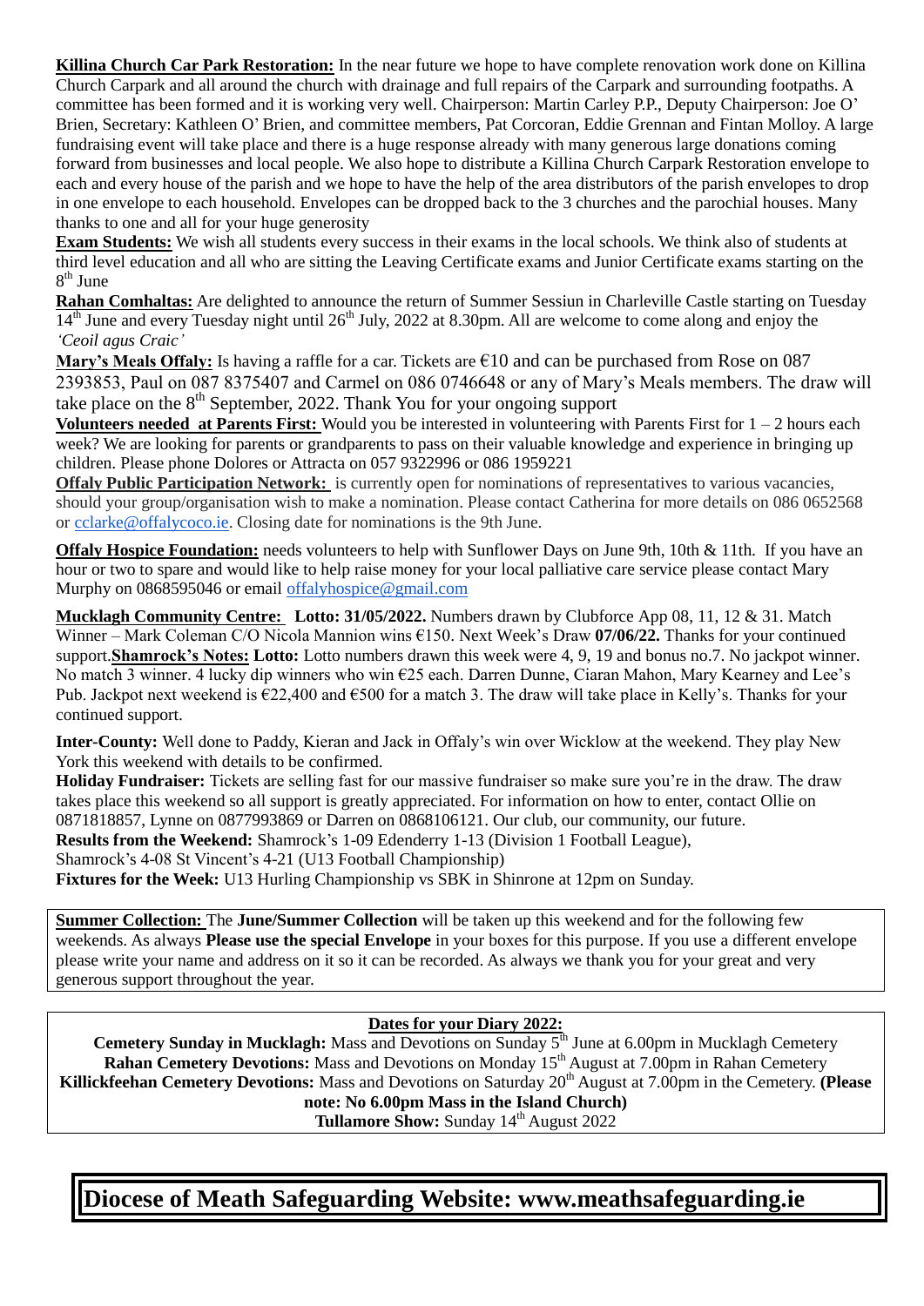**Killina Church Car Park Restoration:** In the near future we hope to have complete renovation work done on Killina Church Carpark and all around the church with drainage and full repairs of the Carpark and surrounding footpaths. A committee has been formed and it is working very well. Chairperson: Martin Carley P.P., Deputy Chairperson: Joe O' Brien, Secretary: Kathleen O' Brien, and committee members, Pat Corcoran, Eddie Grennan and Fintan Molloy. A large fundraising event will take place and there is a huge response already with many generous large donations coming forward from businesses and local people. We also hope to distribute a Killina Church Carpark Restoration envelope to each and every house of the parish and we hope to have the help of the area distributors of the parish envelopes to drop in one envelope to each household. Envelopes can be dropped back to the 3 churches and the parochial houses. Many thanks to one and all for your huge generosity

**Exam Students:** We wish all students every success in their exams in the local schools. We think also of students at third level education and all who are sitting the Leaving Certificate exams and Junior Certificate exams starting on the 8th June

**Rahan Comhaltas:** Are delighted to announce the return of Summer Sessiun in Charleville Castle starting on Tuesday 14th June and every Tuesday night until 26th July, 2022 at 8.30pm. All are welcome to come along and enjoy the *'Ceoil agus Craic'*

**Mary's Meals Offaly:** Is having a raffle for a car. Tickets are €10 and can be purchased from Rose on 087 2393853, Paul on 087 8375407 and Carmel on 086 0746648 or any of Mary's Meals members. The draw will take place on the 8th September, 2022. Thank You for your ongoing support

**Volunteers needed at Parents First:** Would you be interested in volunteering with Parents First for 1 – 2 hours each week? We are looking for parents or grandparents to pass on their valuable knowledge and experience in bringing up children. Please phone Dolores or Attracta on 057 9322996 or 086 1959221

**Offaly Public Participation Network:** is currently open for nominations of representatives to various vacancies, should your group/organisation wish to make a nomination. Please contact Catherina for more details on 086 0652568 or cclarke@offalycoco.ie. Closing date for nominations is the 9th June.

**Offaly Hospice Foundation:** needs volunteers to help with Sunflower Days on June 9th, 10th & 11th. If you have an hour or two to spare and would like to help raise money for your local palliative care service please contact Mary Murphy on 0868595046 or email offalyhospice@gmail.com

**Mucklagh Community Centre:** **Lotto: 31/05/2022.** Numbers drawn by Clubforce App 08, 11, 12 & 31. Match Winner – Mark Coleman C/O Nicola Mannion wins €150. Next Week's Draw **07/06/22.** Thanks for your continued support.**Shamrock's Notes:** **Lotto:** Lotto numbers drawn this week were 4, 9, 19 and bonus no.7. No jackpot winner. No match 3 winner. 4 lucky dip winners who win €25 each. Darren Dunne, Ciaran Mahon, Mary Kearney and Lee's Pub. Jackpot next weekend is €22,400 and €500 for a match 3. The draw will take place in Kelly's. Thanks for your continued support.

**Inter-County:** Well done to Paddy, Kieran and Jack in Offaly's win over Wicklow at the weekend. They play New York this weekend with details to be confirmed.

**Holiday Fundraiser:** Tickets are selling fast for our massive fundraiser so make sure you're in the draw. The draw takes place this weekend so all support is greatly appreciated. For information on how to enter, contact Ollie on 0871818857, Lynne on 0877993869 or Darren on 0868106121. Our club, our community, our future.

**Results from the Weekend:** Shamrock's 1-09 Edenderry 1-13 (Division 1 Football League),
Shamrock's 4-08 St Vincent's 4-21 (U13 Football Championship)

**Fixtures for the Week:** U13 Hurling Championship vs SBK in Shinrone at 12pm on Sunday.

**Summer Collection:** The **June/Summer Collection** will be taken up this weekend and for the following few weekends. As always **Please use the special Envelope** in your boxes for this purpose. If you use a different envelope please write your name and address on it so it can be recorded. As always we thank you for your great and very generous support throughout the year.

**Dates for your Diary 2022:**

**Cemetery Sunday in Mucklagh:** Mass and Devotions on Sunday 5th June at 6.00pm in Mucklagh Cemetery
**Rahan Cemetery Devotions:** Mass and Devotions on Monday 15th August at 7.00pm in Rahan Cemetery
**Killickfeehan Cemetery Devotions:** Mass and Devotions on Saturday 20th August at 7.00pm in the Cemetery. **(Please note: No 6.00pm Mass in the Island Church)**
**Tullamore Show:** Sunday 14th August 2022

# Diocese of Meath Safeguarding Website: www.meathsafeguarding.ie